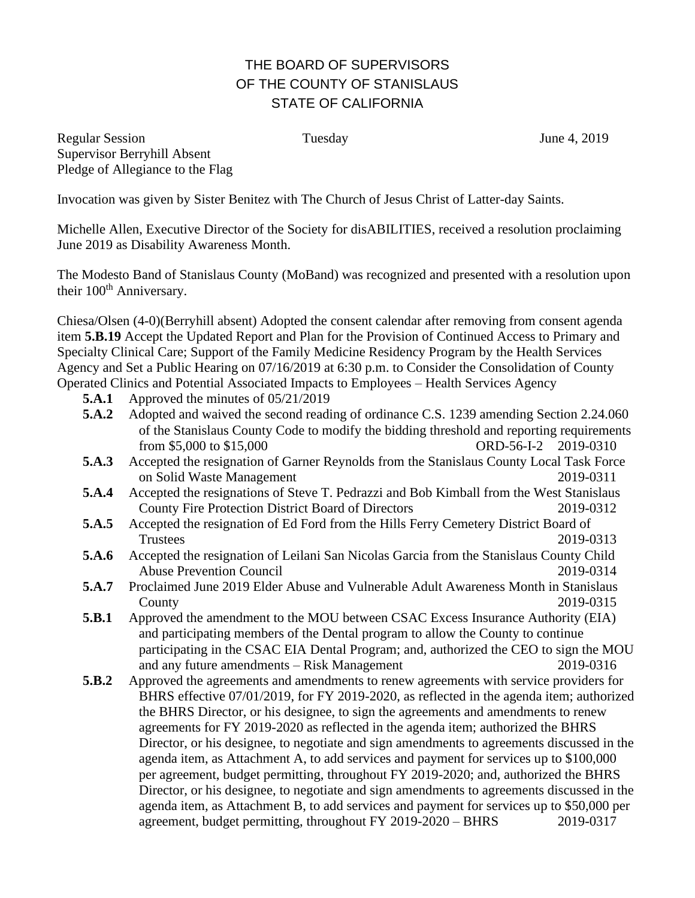# THE BOARD OF SUPERVISORS
# OF THE COUNTY OF STANISLAUS
# STATE OF CALIFORNIA

Regular Session    Tuesday    June 4, 2019

Supervisor Berryhill Absent

Pledge of Allegiance to the Flag

Invocation was given by Sister Benitez with The Church of Jesus Christ of Latter-day Saints.

Michelle Allen, Executive Director of the Society for disABILITIES, received a resolution proclaiming June 2019 as Disability Awareness Month.

The Modesto Band of Stanislaus County (MoBand) was recognized and presented with a resolution upon their 100th Anniversary.

Chiesa/Olsen (4-0)(Berryhill absent) Adopted the consent calendar after removing from consent agenda item **5.B.19** Accept the Updated Report and Plan for the Provision of Continued Access to Primary and Specialty Clinical Care; Support of the Family Medicine Residency Program by the Health Services Agency and Set a Public Hearing on 07/16/2019 at 6:30 p.m. to Consider the Consolidation of County Operated Clinics and Potential Associated Impacts to Employees – Health Services Agency

- **5.A.1** Approved the minutes of 05/21/2019
- **5.A.2** Adopted and waived the second reading of ordinance C.S. 1239 amending Section 2.24.060 of the Stanislaus County Code to modify the bidding threshold and reporting requirements from $5,000 to $15,000 ORD-56-I-2 2019-0310
- **5.A.3** Accepted the resignation of Garner Reynolds from the Stanislaus County Local Task Force on Solid Waste Management 2019-0311
- **5.A.4** Accepted the resignations of Steve T. Pedrazzi and Bob Kimball from the West Stanislaus County Fire Protection District Board of Directors 2019-0312
- **5.A.5** Accepted the resignation of Ed Ford from the Hills Ferry Cemetery District Board of Trustees 2019-0313
- **5.A.6** Accepted the resignation of Leilani San Nicolas Garcia from the Stanislaus County Child Abuse Prevention Council 2019-0314
- **5.A.7** Proclaimed June 2019 Elder Abuse and Vulnerable Adult Awareness Month in Stanislaus County 2019-0315
- **5.B.1** Approved the amendment to the MOU between CSAC Excess Insurance Authority (EIA) and participating members of the Dental program to allow the County to continue participating in the CSAC EIA Dental Program; and, authorized the CEO to sign the MOU and any future amendments – Risk Management 2019-0316
- **5.B.2** Approved the agreements and amendments to renew agreements with service providers for BHRS effective 07/01/2019, for FY 2019-2020, as reflected in the agenda item; authorized the BHRS Director, or his designee, to sign the agreements and amendments to renew agreements for FY 2019-2020 as reflected in the agenda item; authorized the BHRS Director, or his designee, to negotiate and sign amendments to agreements discussed in the agenda item, as Attachment A, to add services and payment for services up to $100,000 per agreement, budget permitting, throughout FY 2019-2020; and, authorized the BHRS Director, or his designee, to negotiate and sign amendments to agreements discussed in the agenda item, as Attachment B, to add services and payment for services up to $50,000 per agreement, budget permitting, throughout FY 2019-2020 – BHRS 2019-0317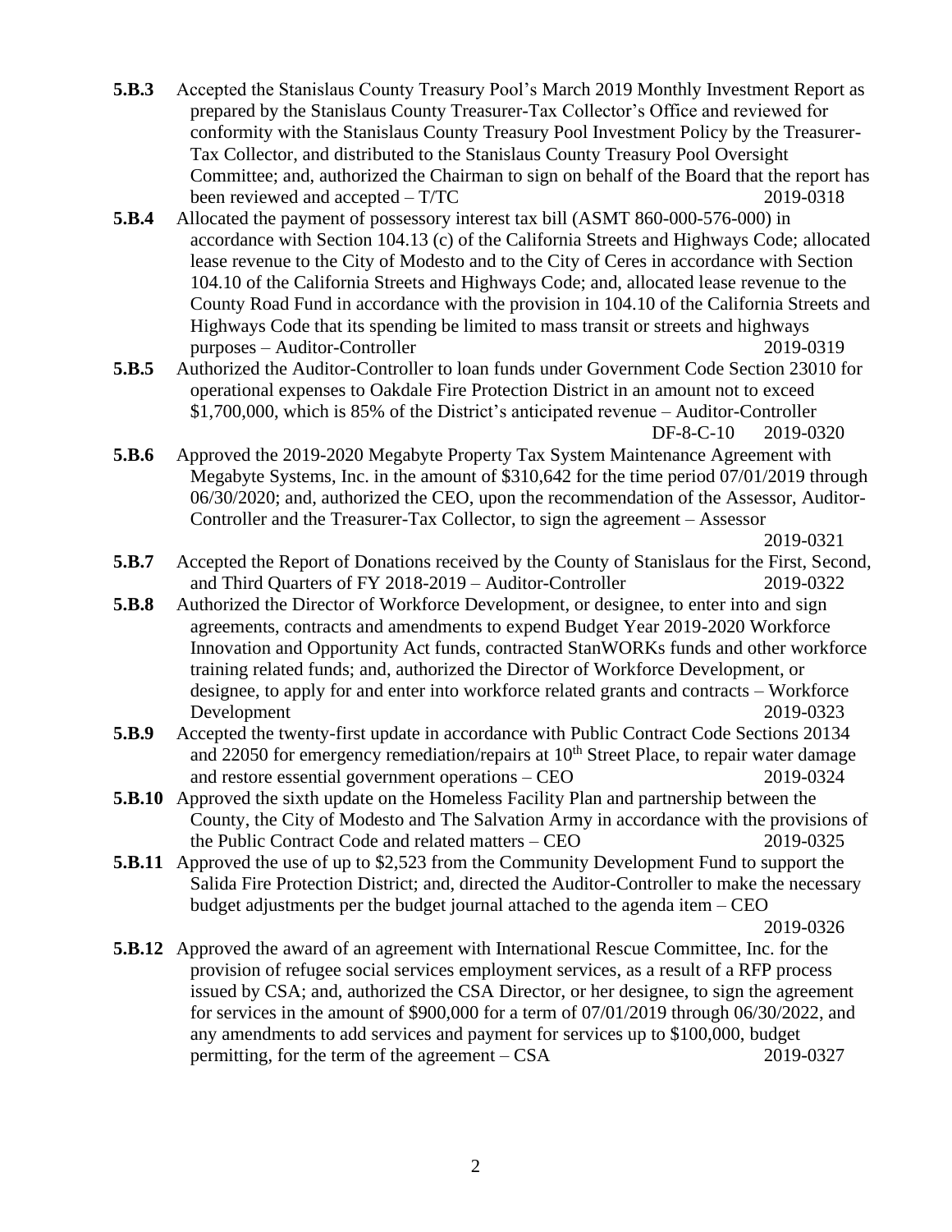**5.B.3** Accepted the Stanislaus County Treasury Pool's March 2019 Monthly Investment Report as prepared by the Stanislaus County Treasurer-Tax Collector's Office and reviewed for conformity with the Stanislaus County Treasury Pool Investment Policy by the Treasurer-Tax Collector, and distributed to the Stanislaus County Treasury Pool Oversight Committee; and, authorized the Chairman to sign on behalf of the Board that the report has been reviewed and accepted – T/TC 2019-0318

**5.B.4** Allocated the payment of possessory interest tax bill (ASMT 860-000-576-000) in accordance with Section 104.13 (c) of the California Streets and Highways Code; allocated lease revenue to the City of Modesto and to the City of Ceres in accordance with Section 104.10 of the California Streets and Highways Code; and, allocated lease revenue to the County Road Fund in accordance with the provision in 104.10 of the California Streets and Highways Code that its spending be limited to mass transit or streets and highways purposes – Auditor-Controller 2019-0319

**5.B.5** Authorized the Auditor-Controller to loan funds under Government Code Section 23010 for operational expenses to Oakdale Fire Protection District in an amount not to exceed $1,700,000, which is 85% of the District's anticipated revenue – Auditor-Controller DF-8-C-10 2019-0320

**5.B.6** Approved the 2019-2020 Megabyte Property Tax System Maintenance Agreement with Megabyte Systems, Inc. in the amount of $310,642 for the time period 07/01/2019 through 06/30/2020; and, authorized the CEO, upon the recommendation of the Assessor, Auditor-Controller and the Treasurer-Tax Collector, to sign the agreement – Assessor 2019-0321

**5.B.7** Accepted the Report of Donations received by the County of Stanislaus for the First, Second, and Third Quarters of FY 2018-2019 – Auditor-Controller 2019-0322

**5.B.8** Authorized the Director of Workforce Development, or designee, to enter into and sign agreements, contracts and amendments to expend Budget Year 2019-2020 Workforce Innovation and Opportunity Act funds, contracted StanWORKs funds and other workforce training related funds; and, authorized the Director of Workforce Development, or designee, to apply for and enter into workforce related grants and contracts – Workforce Development 2019-0323

**5.B.9** Accepted the twenty-first update in accordance with Public Contract Code Sections 20134 and 22050 for emergency remediation/repairs at 10th Street Place, to repair water damage and restore essential government operations – CEO 2019-0324

**5.B.10** Approved the sixth update on the Homeless Facility Plan and partnership between the County, the City of Modesto and The Salvation Army in accordance with the provisions of the Public Contract Code and related matters – CEO 2019-0325

**5.B.11** Approved the use of up to $2,523 from the Community Development Fund to support the Salida Fire Protection District; and, directed the Auditor-Controller to make the necessary budget adjustments per the budget journal attached to the agenda item – CEO 2019-0326

**5.B.12** Approved the award of an agreement with International Rescue Committee, Inc. for the provision of refugee social services employment services, as a result of a RFP process issued by CSA; and, authorized the CSA Director, or her designee, to sign the agreement for services in the amount of $900,000 for a term of 07/01/2019 through 06/30/2022, and any amendments to add services and payment for services up to $100,000, budget permitting, for the term of the agreement – CSA 2019-0327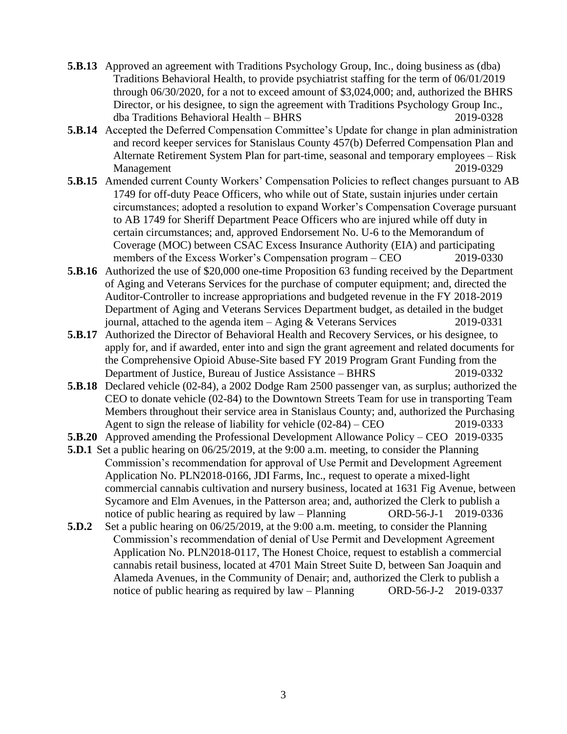**5.B.13** Approved an agreement with Traditions Psychology Group, Inc., doing business as (dba) Traditions Behavioral Health, to provide psychiatrist staffing for the term of 06/01/2019 through 06/30/2020, for a not to exceed amount of $3,024,000; and, authorized the BHRS Director, or his designee, to sign the agreement with Traditions Psychology Group Inc., dba Traditions Behavioral Health – BHRS 2019-0328

**5.B.14** Accepted the Deferred Compensation Committee's Update for change in plan administration and record keeper services for Stanislaus County 457(b) Deferred Compensation Plan and Alternate Retirement System Plan for part-time, seasonal and temporary employees – Risk Management 2019-0329

**5.B.15** Amended current County Workers' Compensation Policies to reflect changes pursuant to AB 1749 for off-duty Peace Officers, who while out of State, sustain injuries under certain circumstances; adopted a resolution to expand Worker's Compensation Coverage pursuant to AB 1749 for Sheriff Department Peace Officers who are injured while off duty in certain circumstances; and, approved Endorsement No. U-6 to the Memorandum of Coverage (MOC) between CSAC Excess Insurance Authority (EIA) and participating members of the Excess Worker's Compensation program – CEO 2019-0330

**5.B.16** Authorized the use of $20,000 one-time Proposition 63 funding received by the Department of Aging and Veterans Services for the purchase of computer equipment; and, directed the Auditor-Controller to increase appropriations and budgeted revenue in the FY 2018-2019 Department of Aging and Veterans Services Department budget, as detailed in the budget journal, attached to the agenda item – Aging & Veterans Services 2019-0331

**5.B.17** Authorized the Director of Behavioral Health and Recovery Services, or his designee, to apply for, and if awarded, enter into and sign the grant agreement and related documents for the Comprehensive Opioid Abuse-Site based FY 2019 Program Grant Funding from the Department of Justice, Bureau of Justice Assistance – BHRS 2019-0332

**5.B.18** Declared vehicle (02-84), a 2002 Dodge Ram 2500 passenger van, as surplus; authorized the CEO to donate vehicle (02-84) to the Downtown Streets Team for use in transporting Team Members throughout their service area in Stanislaus County; and, authorized the Purchasing Agent to sign the release of liability for vehicle (02-84) – CEO 2019-0333

**5.B.20** Approved amending the Professional Development Allowance Policy – CEO 2019-0335

**5.D.1** Set a public hearing on 06/25/2019, at the 9:00 a.m. meeting, to consider the Planning Commission's recommendation for approval of Use Permit and Development Agreement Application No. PLN2018-0166, JDI Farms, Inc., request to operate a mixed-light commercial cannabis cultivation and nursery business, located at 1631 Fig Avenue, between Sycamore and Elm Avenues, in the Patterson area; and, authorized the Clerk to publish a notice of public hearing as required by law – Planning ORD-56-J-1 2019-0336

**5.D.2** Set a public hearing on 06/25/2019, at the 9:00 a.m. meeting, to consider the Planning Commission's recommendation of denial of Use Permit and Development Agreement Application No. PLN2018-0117, The Honest Choice, request to establish a commercial cannabis retail business, located at 4701 Main Street Suite D, between San Joaquin and Alameda Avenues, in the Community of Denair; and, authorized the Clerk to publish a notice of public hearing as required by law – Planning ORD-56-J-2 2019-0337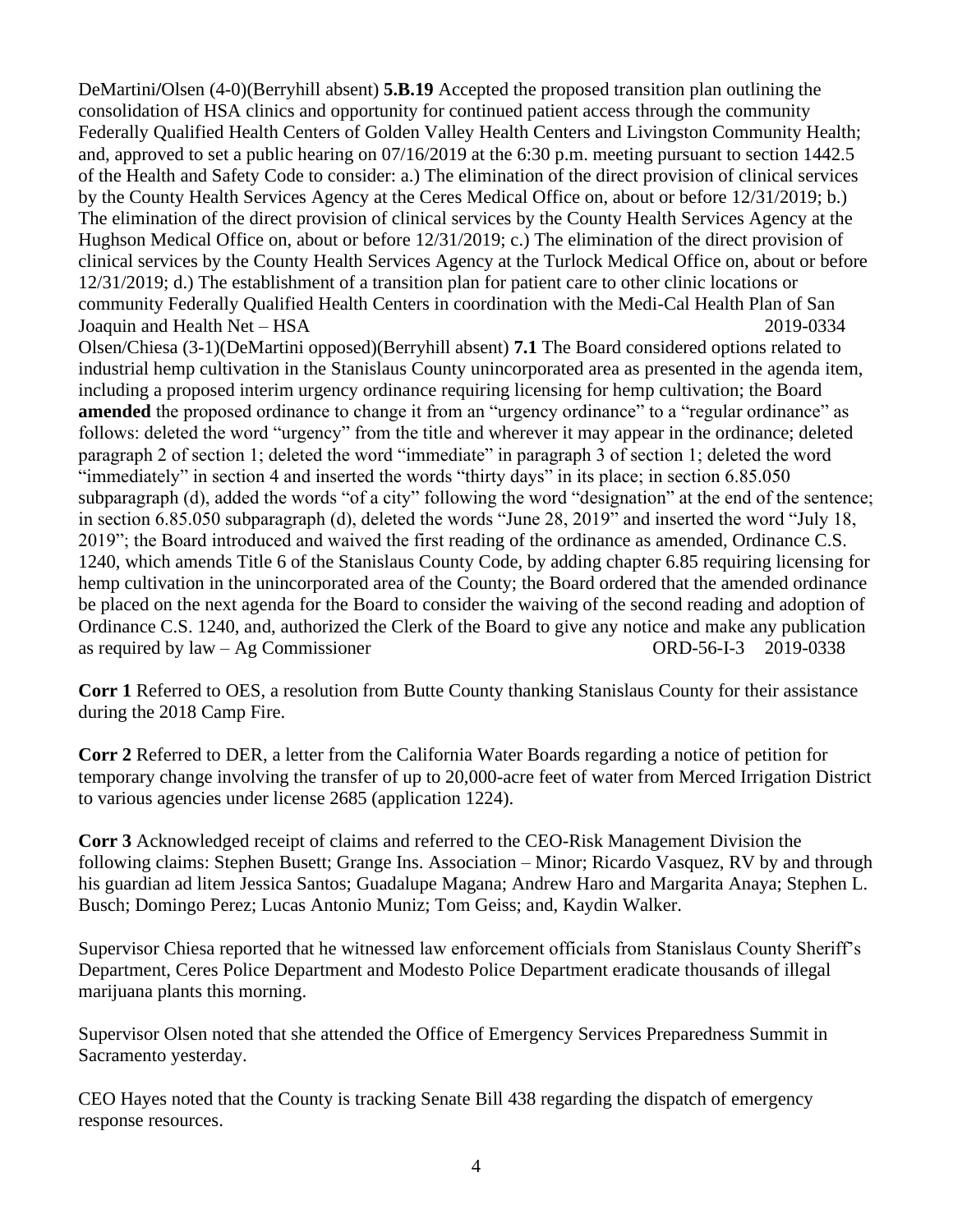DeMartini/Olsen (4-0)(Berryhill absent) **5.B.19** Accepted the proposed transition plan outlining the consolidation of HSA clinics and opportunity for continued patient access through the community Federally Qualified Health Centers of Golden Valley Health Centers and Livingston Community Health; and, approved to set a public hearing on 07/16/2019 at the 6:30 p.m. meeting pursuant to section 1442.5 of the Health and Safety Code to consider: a.) The elimination of the direct provision of clinical services by the County Health Services Agency at the Ceres Medical Office on, about or before 12/31/2019; b.) The elimination of the direct provision of clinical services by the County Health Services Agency at the Hughson Medical Office on, about or before 12/31/2019; c.) The elimination of the direct provision of clinical services by the County Health Services Agency at the Turlock Medical Office on, about or before 12/31/2019; d.) The establishment of a transition plan for patient care to other clinic locations or community Federally Qualified Health Centers in coordination with the Medi-Cal Health Plan of San Joaquin and Health Net – HSA 2019-0334

Olsen/Chiesa (3-1)(DeMartini opposed)(Berryhill absent) **7.1** The Board considered options related to industrial hemp cultivation in the Stanislaus County unincorporated area as presented in the agenda item, including a proposed interim urgency ordinance requiring licensing for hemp cultivation; the Board **amended** the proposed ordinance to change it from an "urgency ordinance" to a "regular ordinance" as follows: deleted the word "urgency" from the title and wherever it may appear in the ordinance; deleted paragraph 2 of section 1; deleted the word "immediate" in paragraph 3 of section 1; deleted the word "immediately" in section 4 and inserted the words "thirty days" in its place; in section 6.85.050 subparagraph (d), added the words "of a city" following the word "designation" at the end of the sentence; in section 6.85.050 subparagraph (d), deleted the words "June 28, 2019" and inserted the word "July 18, 2019"; the Board introduced and waived the first reading of the ordinance as amended, Ordinance C.S. 1240, which amends Title 6 of the Stanislaus County Code, by adding chapter 6.85 requiring licensing for hemp cultivation in the unincorporated area of the County; the Board ordered that the amended ordinance be placed on the next agenda for the Board to consider the waiving of the second reading and adoption of Ordinance C.S. 1240, and, authorized the Clerk of the Board to give any notice and make any publication as required by law – Ag Commissioner ORD-56-I-3 2019-0338

**Corr 1** Referred to OES, a resolution from Butte County thanking Stanislaus County for their assistance during the 2018 Camp Fire.

**Corr 2** Referred to DER, a letter from the California Water Boards regarding a notice of petition for temporary change involving the transfer of up to 20,000-acre feet of water from Merced Irrigation District to various agencies under license 2685 (application 1224).

**Corr 3** Acknowledged receipt of claims and referred to the CEO-Risk Management Division the following claims: Stephen Busett; Grange Ins. Association – Minor; Ricardo Vasquez, RV by and through his guardian ad litem Jessica Santos; Guadalupe Magana; Andrew Haro and Margarita Anaya; Stephen L. Busch; Domingo Perez; Lucas Antonio Muniz; Tom Geiss; and, Kaydin Walker.

Supervisor Chiesa reported that he witnessed law enforcement officials from Stanislaus County Sheriff's Department, Ceres Police Department and Modesto Police Department eradicate thousands of illegal marijuana plants this morning.

Supervisor Olsen noted that she attended the Office of Emergency Services Preparedness Summit in Sacramento yesterday.

CEO Hayes noted that the County is tracking Senate Bill 438 regarding the dispatch of emergency response resources.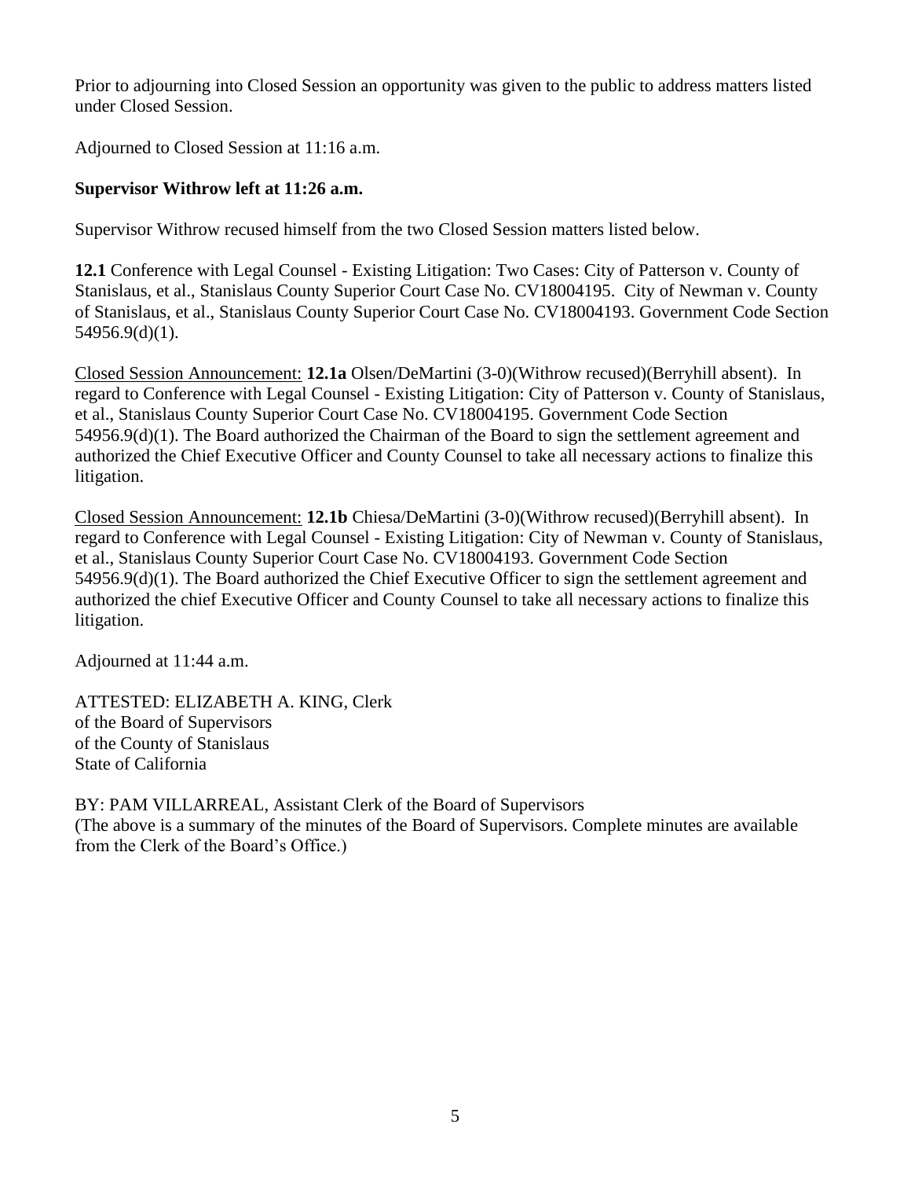Prior to adjourning into Closed Session an opportunity was given to the public to address matters listed under Closed Session.

Adjourned to Closed Session at 11:16 a.m.

**Supervisor Withrow left at 11:26 a.m.**

Supervisor Withrow recused himself from the two Closed Session matters listed below.

**12.1** Conference with Legal Counsel - Existing Litigation: Two Cases: City of Patterson v. County of Stanislaus, et al., Stanislaus County Superior Court Case No. CV18004195. City of Newman v. County of Stanislaus, et al., Stanislaus County Superior Court Case No. CV18004193. Government Code Section 54956.9(d)(1).

Closed Session Announcement: **12.1a** Olsen/DeMartini (3-0)(Withrow recused)(Berryhill absent). In regard to Conference with Legal Counsel - Existing Litigation: City of Patterson v. County of Stanislaus, et al., Stanislaus County Superior Court Case No. CV18004195. Government Code Section 54956.9(d)(1). The Board authorized the Chairman of the Board to sign the settlement agreement and authorized the Chief Executive Officer and County Counsel to take all necessary actions to finalize this litigation.

Closed Session Announcement: **12.1b** Chiesa/DeMartini (3-0)(Withrow recused)(Berryhill absent). In regard to Conference with Legal Counsel - Existing Litigation: City of Newman v. County of Stanislaus, et al., Stanislaus County Superior Court Case No. CV18004193. Government Code Section 54956.9(d)(1). The Board authorized the Chief Executive Officer to sign the settlement agreement and authorized the chief Executive Officer and County Counsel to take all necessary actions to finalize this litigation.

Adjourned at 11:44 a.m.

ATTESTED: ELIZABETH A. KING, Clerk
of the Board of Supervisors
of the County of Stanislaus
State of California

BY: PAM VILLARREAL, Assistant Clerk of the Board of Supervisors
(The above is a summary of the minutes of the Board of Supervisors. Complete minutes are available from the Clerk of the Board's Office.)